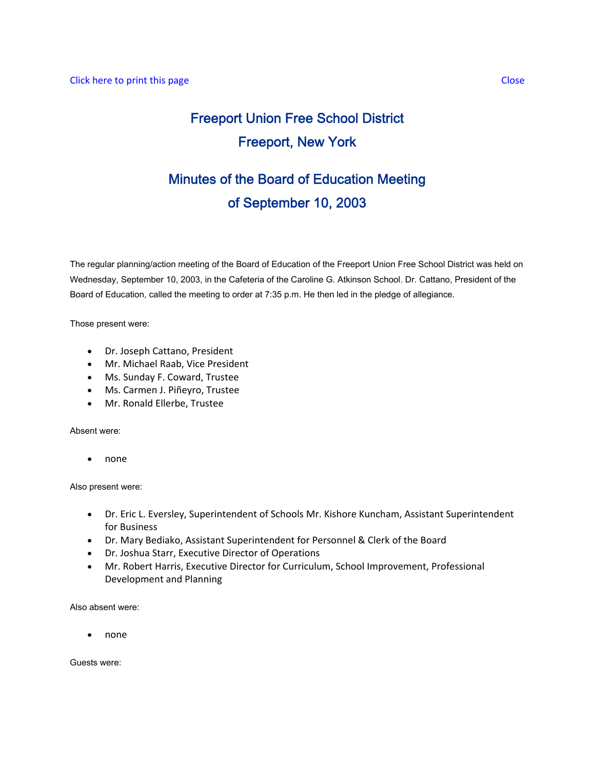Click here to print this page Close

# Freeport Union Free School District
# Freeport, New York

## Minutes of the Board of Education Meeting
## of September 10, 2003

The regular planning/action meeting of the Board of Education of the Freeport Union Free School District was held on Wednesday, September 10, 2003, in the Cafeteria of the Caroline G. Atkinson School. Dr. Cattano, President of the Board of Education, called the meeting to order at 7:35 p.m. He then led in the pledge of allegiance.

Those present were:

- Dr. Joseph Cattano, President
- Mr. Michael Raab, Vice President
- Ms. Sunday F. Coward, Trustee
- Ms. Carmen J. Piñeyro, Trustee
- Mr. Ronald Ellerbe, Trustee

Absent were:

- none

Also present were:

- Dr. Eric L. Eversley, Superintendent of Schools Mr. Kishore Kuncham, Assistant Superintendent for Business
- Dr. Mary Bediako, Assistant Superintendent for Personnel & Clerk of the Board
- Dr. Joshua Starr, Executive Director of Operations
- Mr. Robert Harris, Executive Director for Curriculum, School Improvement, Professional Development and Planning

Also absent were:

- none

Guests were: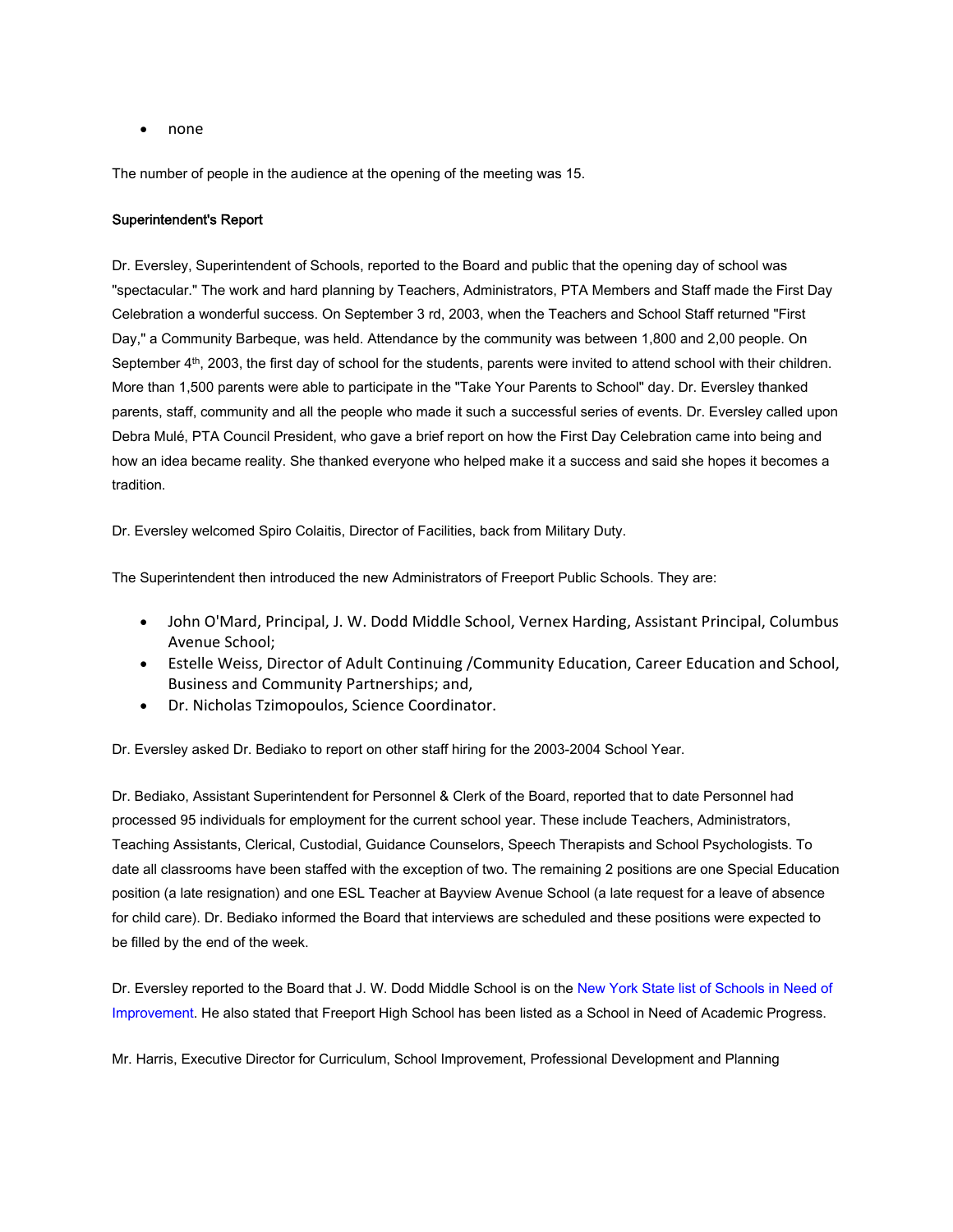- none

The number of people in the audience at the opening of the meeting was 15.

**Superintendent's Report**

Dr. Eversley, Superintendent of Schools, reported to the Board and public that the opening day of school was "spectacular." The work and hard planning by Teachers, Administrators, PTA Members and Staff made the First Day Celebration a wonderful success. On September 3 rd, 2003, when the Teachers and School Staff returned "First Day," a Community Barbeque, was held. Attendance by the community was between 1,800 and 2,00 people. On September 4th, 2003, the first day of school for the students, parents were invited to attend school with their children. More than 1,500 parents were able to participate in the "Take Your Parents to School" day. Dr. Eversley thanked parents, staff, community and all the people who made it such a successful series of events. Dr. Eversley called upon Debra Mulé, PTA Council President, who gave a brief report on how the First Day Celebration came into being and how an idea became reality. She thanked everyone who helped make it a success and said she hopes it becomes a tradition.

Dr. Eversley welcomed Spiro Colaitis, Director of Facilities, back from Military Duty.

The Superintendent then introduced the new Administrators of Freeport Public Schools. They are:

- John O'Mard, Principal, J. W. Dodd Middle School, Vernex Harding, Assistant Principal, Columbus Avenue School;
- Estelle Weiss, Director of Adult Continuing /Community Education, Career Education and School, Business and Community Partnerships; and,
- Dr. Nicholas Tzimopoulos, Science Coordinator.

Dr. Eversley asked Dr. Bediako to report on other staff hiring for the 2003-2004 School Year.

Dr. Bediako, Assistant Superintendent for Personnel & Clerk of the Board, reported that to date Personnel had processed 95 individuals for employment for the current school year. These include Teachers, Administrators, Teaching Assistants, Clerical, Custodial, Guidance Counselors, Speech Therapists and School Psychologists. To date all classrooms have been staffed with the exception of two. The remaining 2 positions are one Special Education position (a late resignation) and one ESL Teacher at Bayview Avenue School (a late request for a leave of absence for child care). Dr. Bediako informed the Board that interviews are scheduled and these positions were expected to be filled by the end of the week.

Dr. Eversley reported to the Board that J. W. Dodd Middle School is on the New York State list of Schools in Need of Improvement. He also stated that Freeport High School has been listed as a School in Need of Academic Progress.

Mr. Harris, Executive Director for Curriculum, School Improvement, Professional Development and Planning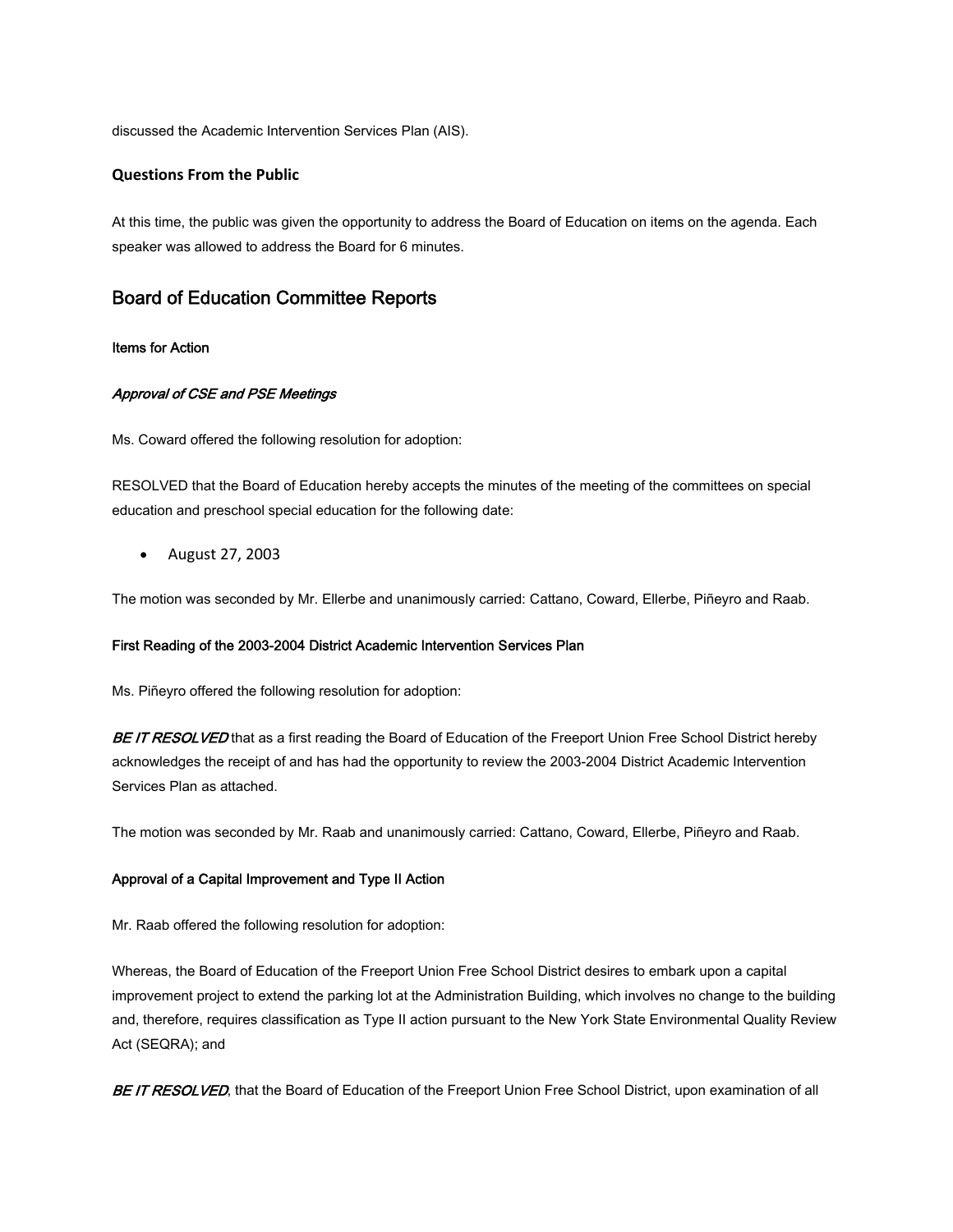discussed the Academic Intervention Services Plan (AIS).

### Questions From the Public

At this time, the public was given the opportunity to address the Board of Education on items on the agenda. Each speaker was allowed to address the Board for 6 minutes.

## Board of Education Committee Reports

#### Items for Action

***Approval of CSE and PSE Meetings***

Ms. Coward offered the following resolution for adoption:

RESOLVED that the Board of Education hereby accepts the minutes of the meeting of the committees on special education and preschool special education for the following date:

- August 27, 2003

The motion was seconded by Mr. Ellerbe and unanimously carried: Cattano, Coward, Ellerbe, Piñeyro and Raab.

#### First Reading of the 2003-2004 District Academic Intervention Services Plan

Ms. Piñeyro offered the following resolution for adoption:

***BE IT RESOLVED*** that as a first reading the Board of Education of the Freeport Union Free School District hereby acknowledges the receipt of and has had the opportunity to review the 2003-2004 District Academic Intervention Services Plan as attached.

The motion was seconded by Mr. Raab and unanimously carried: Cattano, Coward, Ellerbe, Piñeyro and Raab.

#### Approval of a Capital Improvement and Type II Action

Mr. Raab offered the following resolution for adoption:

Whereas, the Board of Education of the Freeport Union Free School District desires to embark upon a capital improvement project to extend the parking lot at the Administration Building, which involves no change to the building and, therefore, requires classification as Type II action pursuant to the New York State Environmental Quality Review Act (SEQRA); and

***BE IT RESOLVED***, that the Board of Education of the Freeport Union Free School District, upon examination of all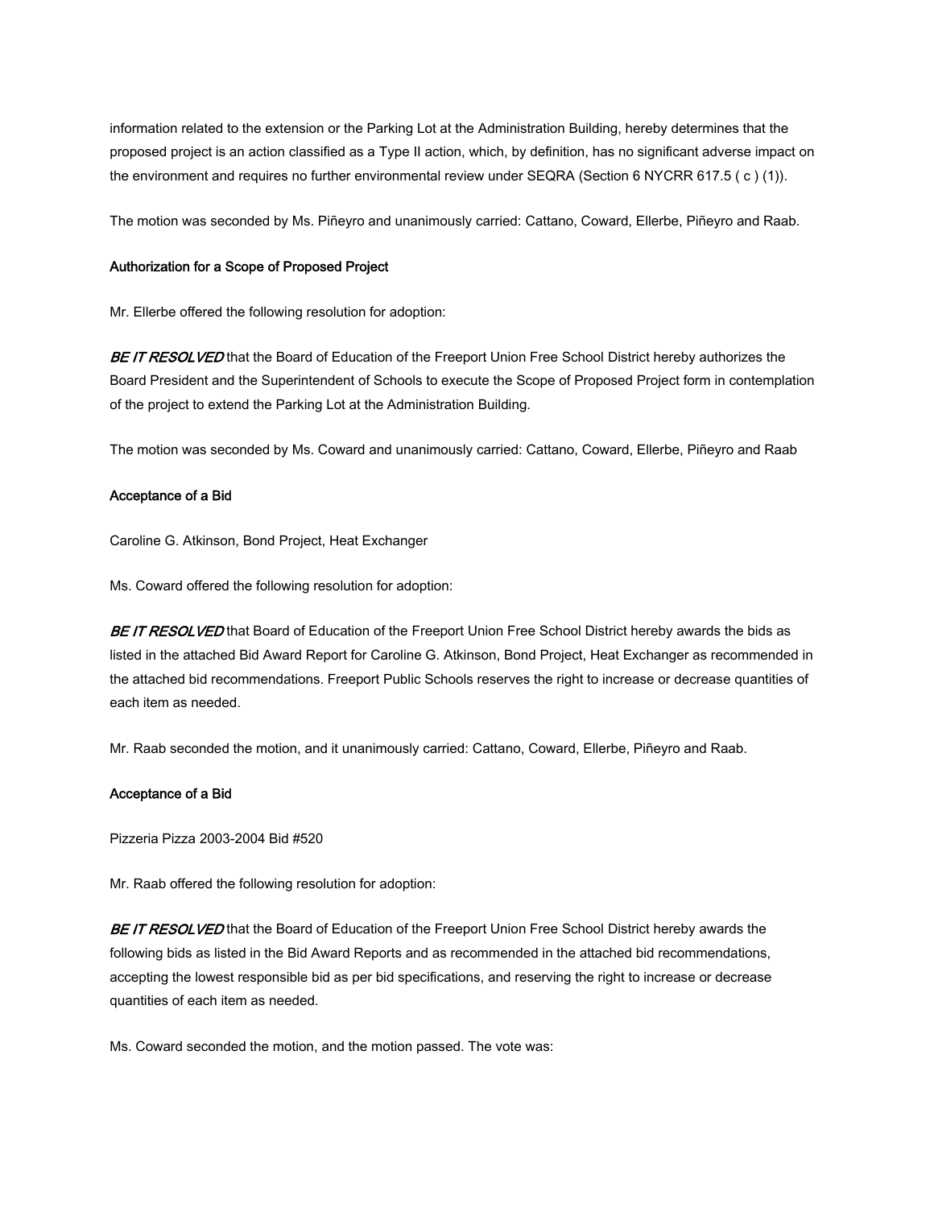information related to the extension or the Parking Lot at the Administration Building, hereby determines that the proposed project is an action classified as a Type II action, which, by definition, has no significant adverse impact on the environment and requires no further environmental review under SEQRA (Section 6 NYCRR 617.5 ( c ) (1)).

The motion was seconded by Ms. Piñeyro and unanimously carried: Cattano, Coward, Ellerbe, Piñeyro and Raab.

**Authorization for a Scope of Proposed Project**

Mr. Ellerbe offered the following resolution for adoption:

***BE IT RESOLVED*** that the Board of Education of the Freeport Union Free School District hereby authorizes the Board President and the Superintendent of Schools to execute the Scope of Proposed Project form in contemplation of the project to extend the Parking Lot at the Administration Building.

The motion was seconded by Ms. Coward and unanimously carried: Cattano, Coward, Ellerbe, Piñeyro and Raab

**Acceptance of a Bid**

Caroline G. Atkinson, Bond Project, Heat Exchanger

Ms. Coward offered the following resolution for adoption:

***BE IT RESOLVED*** that Board of Education of the Freeport Union Free School District hereby awards the bids as listed in the attached Bid Award Report for Caroline G. Atkinson, Bond Project, Heat Exchanger as recommended in the attached bid recommendations. Freeport Public Schools reserves the right to increase or decrease quantities of each item as needed.

Mr. Raab seconded the motion, and it unanimously carried: Cattano, Coward, Ellerbe, Piñeyro and Raab.

**Acceptance of a Bid**

Pizzeria Pizza 2003-2004 Bid #520

Mr. Raab offered the following resolution for adoption:

***BE IT RESOLVED*** that the Board of Education of the Freeport Union Free School District hereby awards the following bids as listed in the Bid Award Reports and as recommended in the attached bid recommendations, accepting the lowest responsible bid as per bid specifications, and reserving the right to increase or decrease quantities of each item as needed.

Ms. Coward seconded the motion, and the motion passed. The vote was: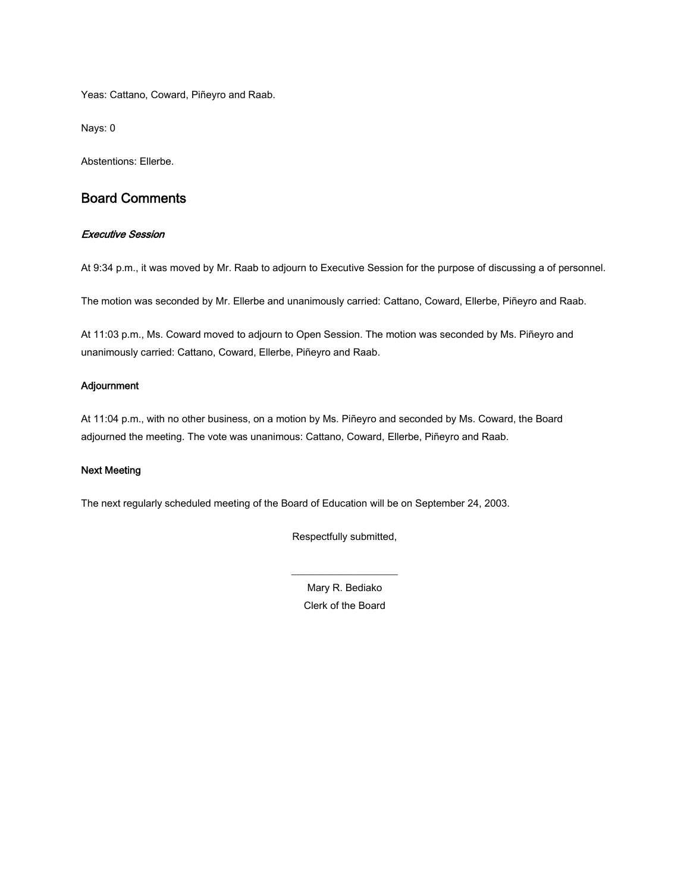Yeas: Cattano, Coward, Piñeyro and Raab.

Nays: 0

Abstentions: Ellerbe.

## Board Comments

***Executive Session***

At 9:34 p.m., it was moved by Mr. Raab to adjourn to Executive Session for the purpose of discussing a of personnel.

The motion was seconded by Mr. Ellerbe and unanimously carried: Cattano, Coward, Ellerbe, Piñeyro and Raab.

At 11:03 p.m., Ms. Coward moved to adjourn to Open Session. The motion was seconded by Ms. Piñeyro and unanimously carried: Cattano, Coward, Ellerbe, Piñeyro and Raab.

**Adjournment**

At 11:04 p.m., with no other business, on a motion by Ms. Piñeyro and seconded by Ms. Coward, the Board adjourned the meeting. The vote was unanimous: Cattano, Coward, Ellerbe, Piñeyro and Raab.

**Next Meeting**

The next regularly scheduled meeting of the Board of Education will be on September 24, 2003.

Respectfully submitted,

\_\_\_\_\_\_\_\_\_\_\_\_\_\_\_\_\_\_\_\_

Mary R. Bediako
Clerk of the Board